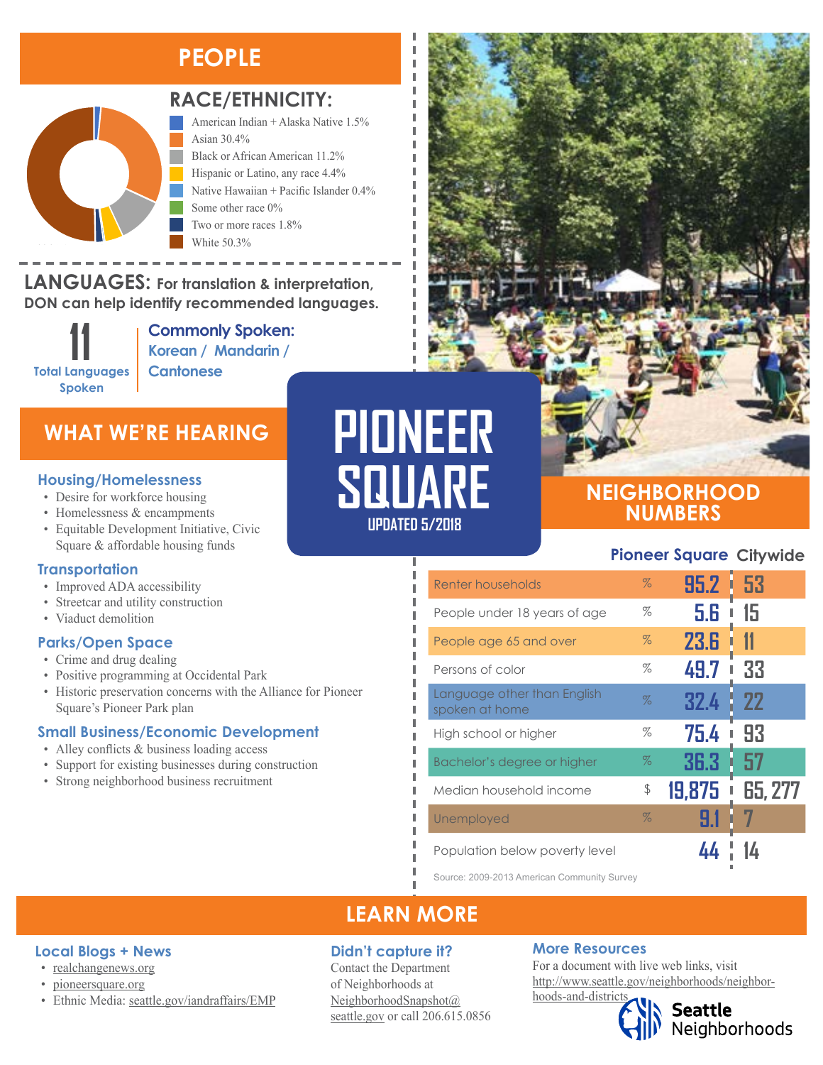# PIONEER SQUARE

UPDATED 5/2018

## PEOPLE

### RACE/ETHNICITY:

- American Indian + Alaska Native 1.5%
- Asian 30.4%
- Black or African American 11.2%
- Hispanic or Latino, any race 4.4%
- Native Hawaiian + Pacific Islander 0.4%
- Some other race 0%
- Two or more races 1.8%
- White 50.3%

### LANGUAGES: For translation & interpretation, DON can help identify recommended languages.

**11** Total Languages Spoken

**Commonly Spoken:** Korean / Mandarin / Cantonese

## WHAT WE'RE HEARING

### Housing/Homelessness

- Desire for workforce housing
- Homelessness & encampments
- Equitable Development Initiative, Civic Square & affordable housing funds

### Transportation

- Improved ADA accessibility
- Streetcar and utility construction
- Viaduct demolition

### Parks/Open Space

- Crime and drug dealing
- Positive programming at Occidental Park
- Historic preservation concerns with the Alliance for Pioneer Square's Pioneer Park plan

### Small Business/Economic Development

- Alley conflicts & business loading access
- Support for existing businesses during construction
- Strong neighborhood business recruitment

## NEIGHBORHOOD NUMBERS

| | | Pioneer Square | Citywide |
|---|---|---|---|
| Renter households | % | 95.2 | 53 |
| People under 18 years of age | % | 5.6 | 15 |
| People age 65 and over | % | 23.6 | 11 |
| Persons of color | % | 49.7 | 33 |
| Language other than English spoken at home | % | 32.4 | 22 |
| High school or higher | % | 75.4 | 93 |
| Bachelor's degree or higher | % | 36.3 | 57 |
| Median household income | $ | 19,875 | 65, 277 |
| Unemployed | % | 9.1 | 7 |
| Population below poverty level | | 44 | 14 |

Source: 2009-2013 American Community Survey

## LEARN MORE

### Local Blogs + News

- realchangenews.org
- pioneersquare.org
- Ethnic Media: seattle.gov/iandraffairs/EMP

### Didn't capture it?

Contact the Department of Neighborhoods at NeighborhoodSnapshot@seattle.gov or call 206.615.0856

### More Resources

For a document with live web links, visit http://www.seattle.gov/neighborhoods/neighborhoods-and-districts

Seattle Neighborhoods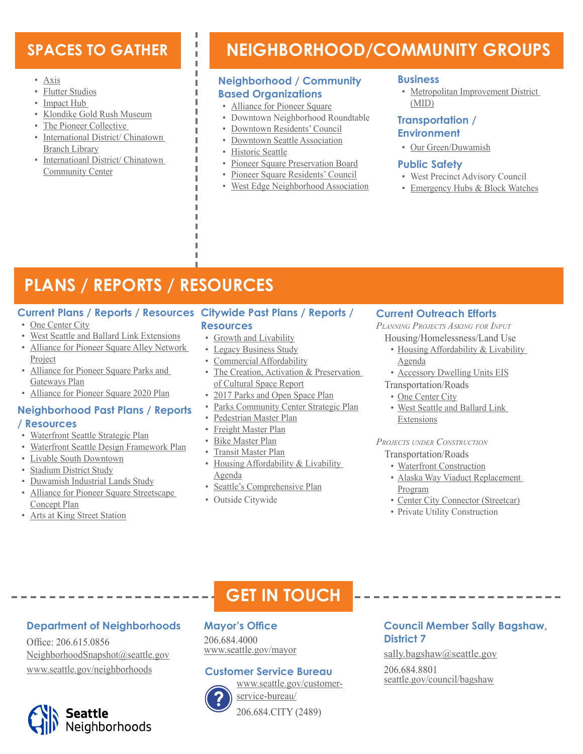## SPACES TO GATHER

- Axis
- Flutter Studios
- Impact Hub
- Klondike Gold Rush Museum
- The Pioneer Collective
- International District/ Chinatown Branch Library
- Internatioanl District/ Chinatown Community Center

## NEIGHBORHOOD/COMMUNITY GROUPS

### Neighborhood / Community Based Organizations

- Alliance for Pioneer Square
- Downtown Neighborhood Roundtable
- Downtown Residents' Council
- Downtown Seattle Association
- Historic Seattle
- Pioneer Square Preservation Board
- Pioneer Square Residents' Council
- West Edge Neighborhood Association

### Business

- Metropolitan Improvement District (MID)

### Transportation / Environment

- Our Green/Duwamish

### Public Safety

- West Precinct Advisory Council
- Emergency Hubs & Block Watches

## PLANS / REPORTS / RESOURCES

### Current Plans / Reports / Resources

- One Center City
- West Seattle and Ballard Link Extensions
- Alliance for Pioneer Square Alley Network Project
- Alliance for Pioneer Square Parks and Gateways Plan
- Alliance for Pioneer Square 2020 Plan

### Neighborhood Past Plans / Reports / Resources

- Waterfront Seattle Strategic Plan
- Waterfront Seattle Design Framework Plan
- Livable South Downtown
- Stadium District Study
- Duwamish Industrial Lands Study
- Alliance for Pioneer Square Streetscape Concept Plan
- Arts at King Street Station

### Citywide Past Plans / Reports / Resources

- Growth and Livability
- Legacy Business Study
- Commercial Affordability
- The Creation, Activation & Preservation of Cultural Space Report
- 2017 Parks and Open Space Plan
- Parks Community Center Strategic Plan
- Pedestrian Master Plan
- Freight Master Plan
- Bike Master Plan
- Transit Master Plan
- Housing Affordability & Livability Agenda
- Seattle's Comprehensive Plan
- Outside Citywide

### Current Outreach Efforts

*Planning Projects Asking for Input*

Housing/Homelessness/Land Use

- Housing Affordability & Livability Agenda
- Accessory Dwelling Units EIS

Transportation/Roads

- One Center City
- West Seattle and Ballard Link Extensions

*Projects under Construction*

Transportation/Roads

- Waterfront Construction
- Alaska Way Viaduct Replacement Program
- Center City Connector (Streetcar)
- Private Utility Construction

## GET IN TOUCH

### Department of Neighborhoods

Office: 206.615.0856
NeighborhoodSnapshot@seattle.gov
www.seattle.gov/neighborhoods

Seattle Neighborhoods

### Mayor's Office

206.684.4000
www.seattle.gov/mayor

### Customer Service Bureau

www.seattle.gov/customer-service-bureau/
206.684.CITY (2489)

### Council Member Sally Bagshaw, District 7

sally.bagshaw@seattle.gov
206.684.8801
seattle.gov/council/bagshaw